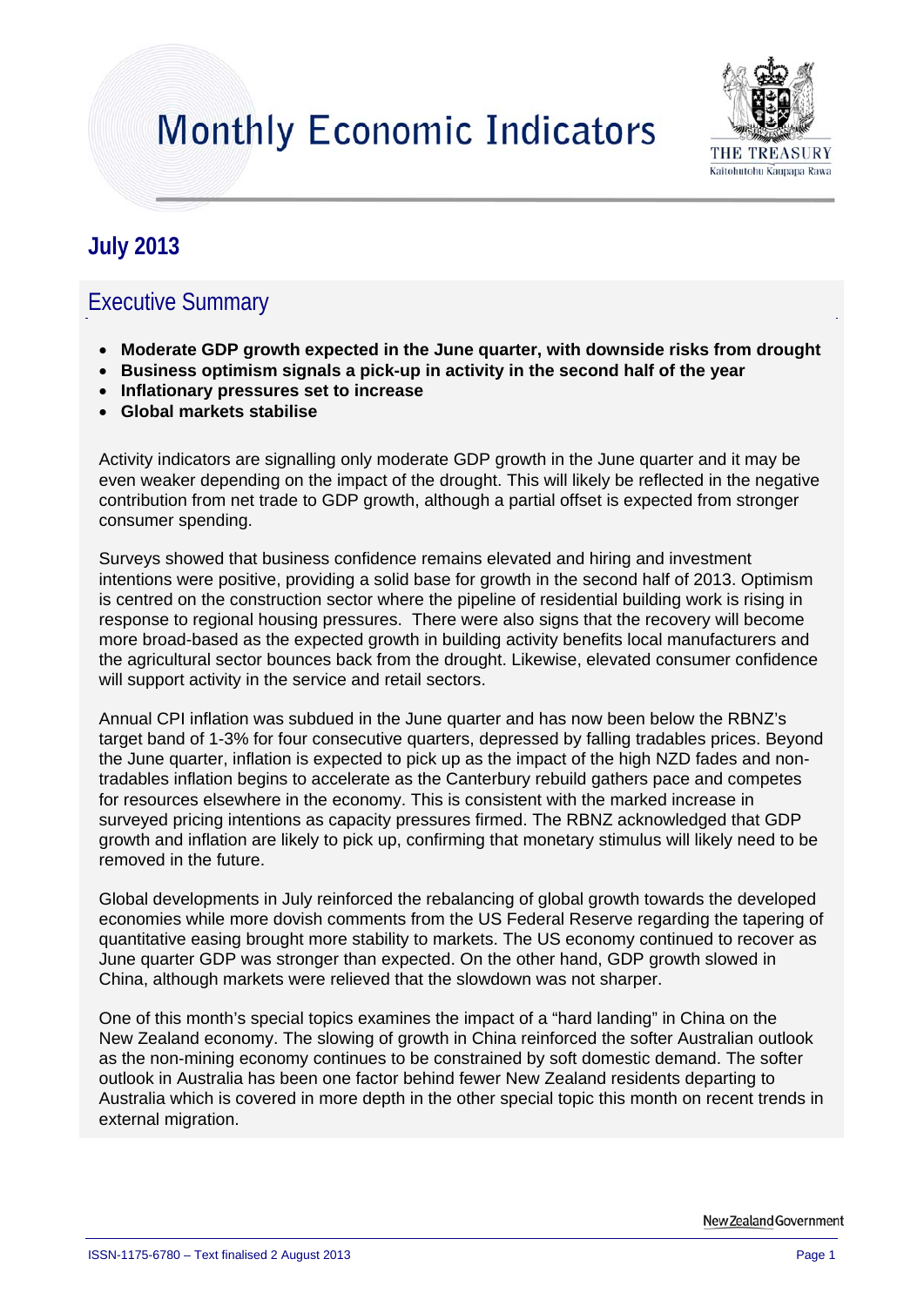# Monthly Economic Indicators

## July 2013

## Executive Summary

- **Moderate GDP growth expected in the June quarter, with downside risks from drought**
- **Business optimism signals a pick-up in activity in the second half of the year**
- **Inflationary pressures set to increase**
- **Global markets stabilise**

Activity indicators are signalling only moderate GDP growth in the June quarter and it may be even weaker depending on the impact of the drought. This will likely be reflected in the negative contribution from net trade to GDP growth, although a partial offset is expected from stronger consumer spending.

Surveys showed that business confidence remains elevated and hiring and investment intentions were positive, providing a solid base for growth in the second half of 2013. Optimism is centred on the construction sector where the pipeline of residential building work is rising in response to regional housing pressures. There were also signs that the recovery will become more broad-based as the expected growth in building activity benefits local manufacturers and the agricultural sector bounces back from the drought. Likewise, elevated consumer confidence will support activity in the service and retail sectors.

Annual CPI inflation was subdued in the June quarter and has now been below the RBNZ's target band of 1-3% for four consecutive quarters, depressed by falling tradables prices. Beyond the June quarter, inflation is expected to pick up as the impact of the high NZD fades and non-tradables inflation begins to accelerate as the Canterbury rebuild gathers pace and competes for resources elsewhere in the economy. This is consistent with the marked increase in surveyed pricing intentions as capacity pressures firmed. The RBNZ acknowledged that GDP growth and inflation are likely to pick up, confirming that monetary stimulus will likely need to be removed in the future.

Global developments in July reinforced the rebalancing of global growth towards the developed economies while more dovish comments from the US Federal Reserve regarding the tapering of quantitative easing brought more stability to markets. The US economy continued to recover as June quarter GDP was stronger than expected. On the other hand, GDP growth slowed in China, although markets were relieved that the slowdown was not sharper.

One of this month's special topics examines the impact of a "hard landing" in China on the New Zealand economy. The slowing of growth in China reinforced the softer Australian outlook as the non-mining economy continues to be constrained by soft domestic demand. The softer outlook in Australia has been one factor behind fewer New Zealand residents departing to Australia which is covered in more depth in the other special topic this month on recent trends in external migration.

ISSN-1175-6780 – Text finalised 2 August 2013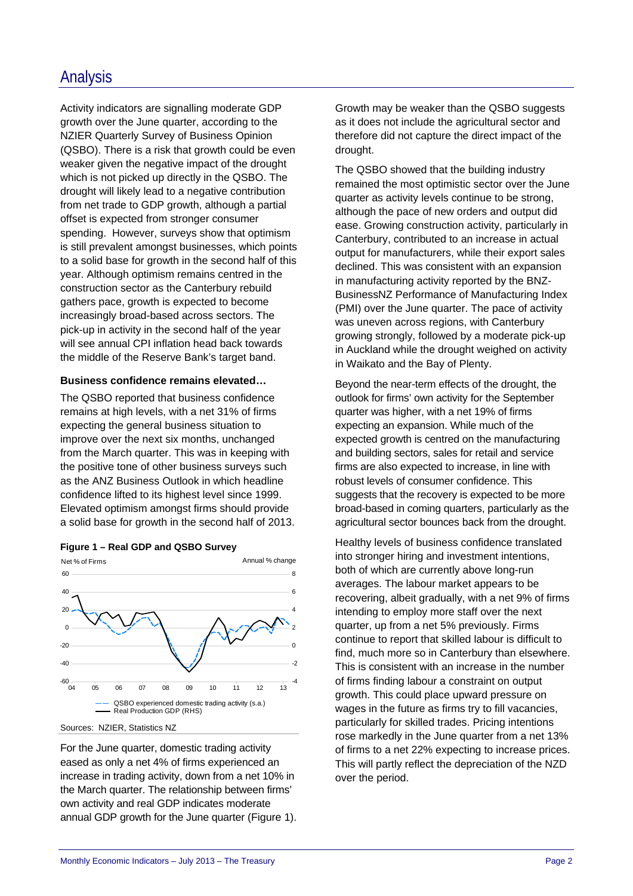# Analysis

Activity indicators are signalling moderate GDP growth over the June quarter, according to the NZIER Quarterly Survey of Business Opinion (QSBO). There is a risk that growth could be even weaker given the negative impact of the drought which is not picked up directly in the QSBO. The drought will likely lead to a negative contribution from net trade to GDP growth, although a partial offset is expected from stronger consumer spending. However, surveys show that optimism is still prevalent amongst businesses, which points to a solid base for growth in the second half of this year. Although optimism remains centred in the construction sector as the Canterbury rebuild gathers pace, growth is expected to become increasingly broad-based across sectors. The pick-up in activity in the second half of the year will see annual CPI inflation head back towards the middle of the Reserve Bank's target band.

**Business confidence remains elevated…**

The QSBO reported that business confidence remains at high levels, with a net 31% of firms expecting the general business situation to improve over the next six months, unchanged from the March quarter. This was in keeping with the positive tone of other business surveys such as the ANZ Business Outlook in which headline confidence lifted to its highest level since 1999. Elevated optimism amongst firms should provide a solid base for growth in the second half of 2013.

**Figure 1 – Real GDP and QSBO Survey**

Sources: NZIER, Statistics NZ

For the June quarter, domestic trading activity eased as only a net 4% of firms experienced an increase in trading activity, down from a net 10% in the March quarter. The relationship between firms' own activity and real GDP indicates moderate annual GDP growth for the June quarter (Figure 1). Growth may be weaker than the QSBO suggests as it does not include the agricultural sector and therefore did not capture the direct impact of the drought.

The QSBO showed that the building industry remained the most optimistic sector over the June quarter as activity levels continue to be strong, although the pace of new orders and output did ease. Growing construction activity, particularly in Canterbury, contributed to an increase in actual output for manufacturers, while their export sales declined. This was consistent with an expansion in manufacturing activity reported by the BNZ-BusinessNZ Performance of Manufacturing Index (PMI) over the June quarter. The pace of activity was uneven across regions, with Canterbury growing strongly, followed by a moderate pick-up in Auckland while the drought weighed on activity in Waikato and the Bay of Plenty.

Beyond the near-term effects of the drought, the outlook for firms' own activity for the September quarter was higher, with a net 19% of firms expecting an expansion. While much of the expected growth is centred on the manufacturing and building sectors, sales for retail and service firms are also expected to increase, in line with robust levels of consumer confidence. This suggests that the recovery is expected to be more broad-based in coming quarters, particularly as the agricultural sector bounces back from the drought.

Healthy levels of business confidence translated into stronger hiring and investment intentions, both of which are currently above long-run averages. The labour market appears to be recovering, albeit gradually, with a net 9% of firms intending to employ more staff over the next quarter, up from a net 5% previously. Firms continue to report that skilled labour is difficult to find, much more so in Canterbury than elsewhere. This is consistent with an increase in the number of firms finding labour a constraint on output growth. This could place upward pressure on wages in the future as firms try to fill vacancies, particularly for skilled trades. Pricing intentions rose markedly in the June quarter from a net 13% of firms to a net 22% expecting to increase prices. This will partly reflect the depreciation of the NZD over the period.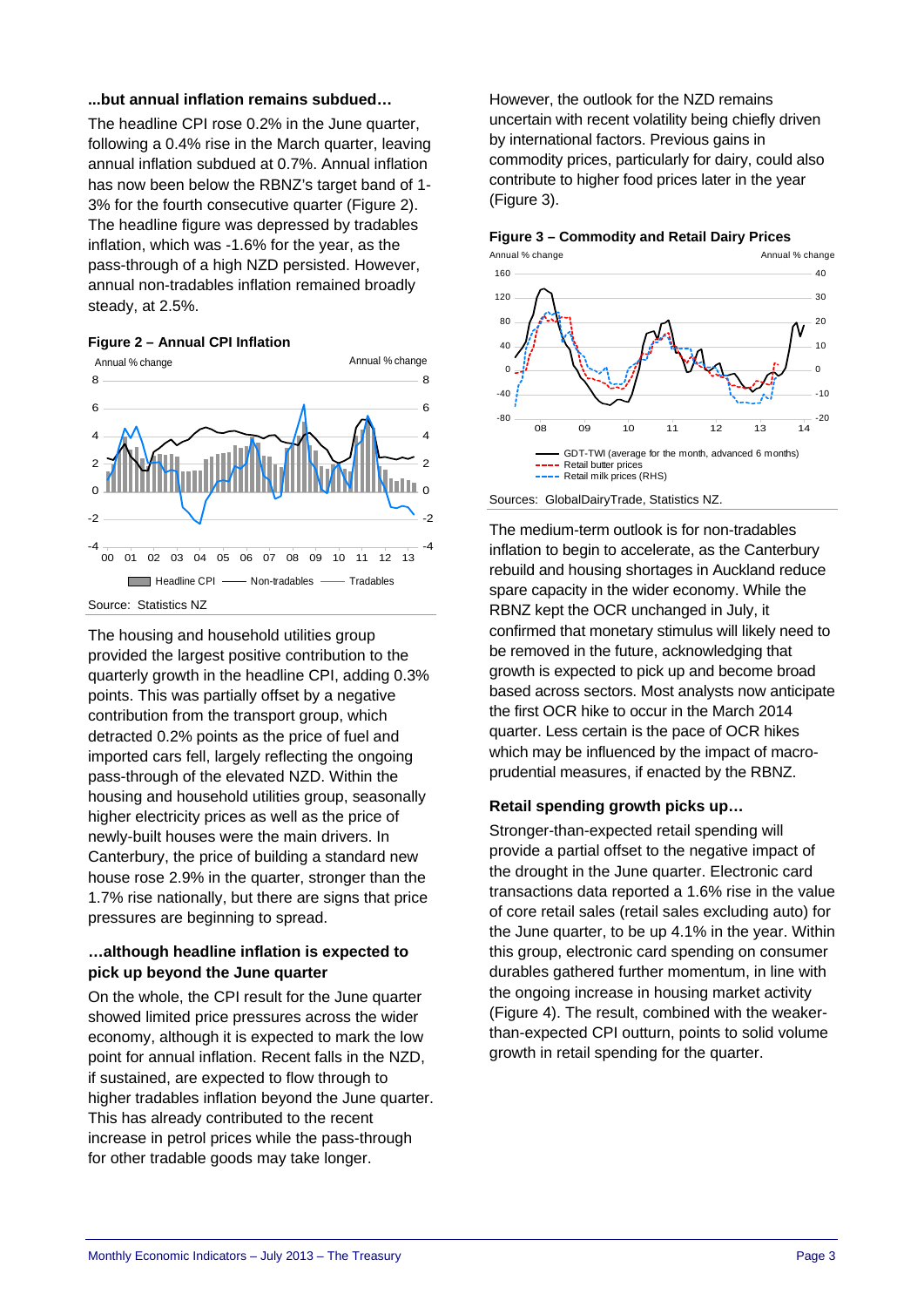### ...but annual inflation remains subdued…

The headline CPI rose 0.2% in the June quarter, following a 0.4% rise in the March quarter, leaving annual inflation subdued at 0.7%. Annual inflation has now been below the RBNZ's target band of 1-3% for the fourth consecutive quarter (Figure 2). The headline figure was depressed by tradables inflation, which was -1.6% for the year, as the pass-through of a high NZD persisted. However, annual non-tradables inflation remained broadly steady, at 2.5%.

**Figure 2 – Annual CPI Inflation**

Source: Statistics NZ

The housing and household utilities group provided the largest positive contribution to the quarterly growth in the headline CPI, adding 0.3% points. This was partially offset by a negative contribution from the transport group, which detracted 0.2% points as the price of fuel and imported cars fell, largely reflecting the ongoing pass-through of the elevated NZD. Within the housing and household utilities group, seasonally higher electricity prices as well as the price of newly-built houses were the main drivers. In Canterbury, the price of building a standard new house rose 2.9% in the quarter, stronger than the 1.7% rise nationally, but there are signs that price pressures are beginning to spread.

### …although headline inflation is expected to pick up beyond the June quarter

On the whole, the CPI result for the June quarter showed limited price pressures across the wider economy, although it is expected to mark the low point for annual inflation. Recent falls in the NZD, if sustained, are expected to flow through to higher tradables inflation beyond the June quarter. This has already contributed to the recent increase in petrol prices while the pass-through for other tradable goods may take longer.

However, the outlook for the NZD remains uncertain with recent volatility being chiefly driven by international factors. Previous gains in commodity prices, particularly for dairy, could also contribute to higher food prices later in the year (Figure 3).

**Figure 3 – Commodity and Retail Dairy Prices**

Sources: GlobalDairyTrade, Statistics NZ.

The medium-term outlook is for non-tradables inflation to begin to accelerate, as the Canterbury rebuild and housing shortages in Auckland reduce spare capacity in the wider economy. While the RBNZ kept the OCR unchanged in July, it confirmed that monetary stimulus will likely need to be removed in the future, acknowledging that growth is expected to pick up and become broad based across sectors. Most analysts now anticipate the first OCR hike to occur in the March 2014 quarter. Less certain is the pace of OCR hikes which may be influenced by the impact of macro-prudential measures, if enacted by the RBNZ.

### Retail spending growth picks up…

Stronger-than-expected retail spending will provide a partial offset to the negative impact of the drought in the June quarter. Electronic card transactions data reported a 1.6% rise in the value of core retail sales (retail sales excluding auto) for the June quarter, to be up 4.1% in the year. Within this group, electronic card spending on consumer durables gathered further momentum, in line with the ongoing increase in housing market activity (Figure 4). The result, combined with the weaker-than-expected CPI outturn, points to solid volume growth in retail spending for the quarter.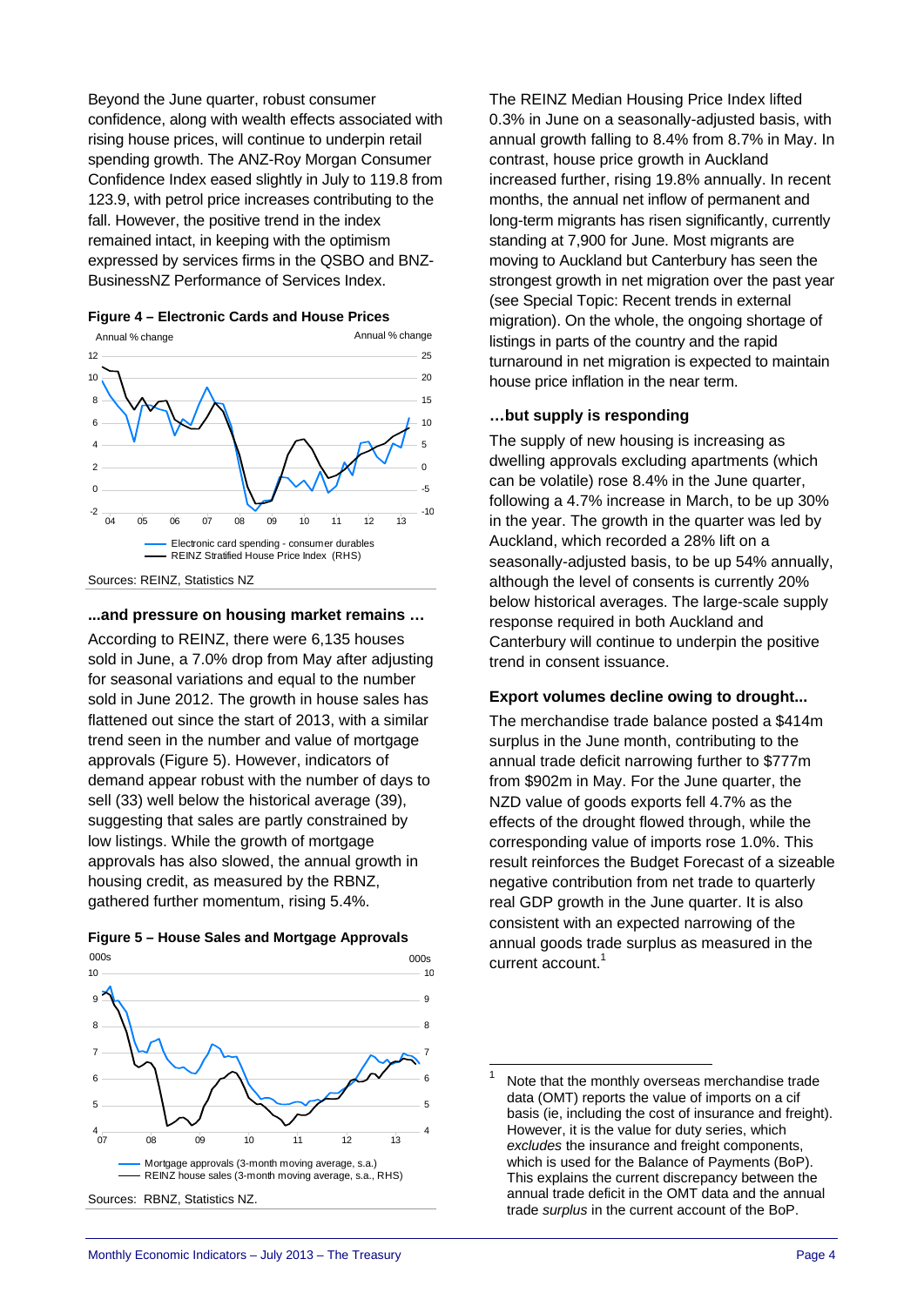Beyond the June quarter, robust consumer confidence, along with wealth effects associated with rising house prices, will continue to underpin retail spending growth. The ANZ-Roy Morgan Consumer Confidence Index eased slightly in July to 119.8 from 123.9, with petrol price increases contributing to the fall. However, the positive trend in the index remained intact, in keeping with the optimism expressed by services firms in the QSBO and BNZ-BusinessNZ Performance of Services Index.

**Figure 4 – Electronic Cards and House Prices**

Sources: REINZ, Statistics NZ

### ...and pressure on housing market remains …

According to REINZ, there were 6,135 houses sold in June, a 7.0% drop from May after adjusting for seasonal variations and equal to the number sold in June 2012. The growth in house sales has flattened out since the start of 2013, with a similar trend seen in the number and value of mortgage approvals (Figure 5). However, indicators of demand appear robust with the number of days to sell (33) well below the historical average (39), suggesting that sales are partly constrained by low listings. While the growth of mortgage approvals has also slowed, the annual growth in housing credit, as measured by the RBNZ, gathered further momentum, rising 5.4%.

**Figure 5 – House Sales and Mortgage Approvals**

Sources: RBNZ, Statistics NZ.

The REINZ Median Housing Price Index lifted 0.3% in June on a seasonally-adjusted basis, with annual growth falling to 8.4% from 8.7% in May. In contrast, house price growth in Auckland increased further, rising 19.8% annually. In recent months, the annual net inflow of permanent and long-term migrants has risen significantly, currently standing at 7,900 for June. Most migrants are moving to Auckland but Canterbury has seen the strongest growth in net migration over the past year (see Special Topic: Recent trends in external migration). On the whole, the ongoing shortage of listings in parts of the country and the rapid turnaround in net migration is expected to maintain house price inflation in the near term.

### …but supply is responding

The supply of new housing is increasing as dwelling approvals excluding apartments (which can be volatile) rose 8.4% in the June quarter, following a 4.7% increase in March, to be up 30% in the year. The growth in the quarter was led by Auckland, which recorded a 28% lift on a seasonally-adjusted basis, to be up 54% annually, although the level of consents is currently 20% below historical averages. The large-scale supply response required in both Auckland and Canterbury will continue to underpin the positive trend in consent issuance.

### Export volumes decline owing to drought...

The merchandise trade balance posted a $414m surplus in the June month, contributing to the annual trade deficit narrowing further to $777m from $902m in May. For the June quarter, the NZD value of goods exports fell 4.7% as the effects of the drought flowed through, while the corresponding value of imports rose 1.0%. This result reinforces the Budget Forecast of a sizeable negative contribution from net trade to quarterly real GDP growth in the June quarter. It is also consistent with an expected narrowing of the annual goods trade surplus as measured in the current account.[1]

[1] Note that the monthly overseas merchandise trade data (OMT) reports the value of imports on a cif basis (ie, including the cost of insurance and freight). However, it is the value for duty series, which *excludes* the insurance and freight components, which is used for the Balance of Payments (BoP). This explains the current discrepancy between the annual trade deficit in the OMT data and the annual trade *surplus* in the current account of the BoP.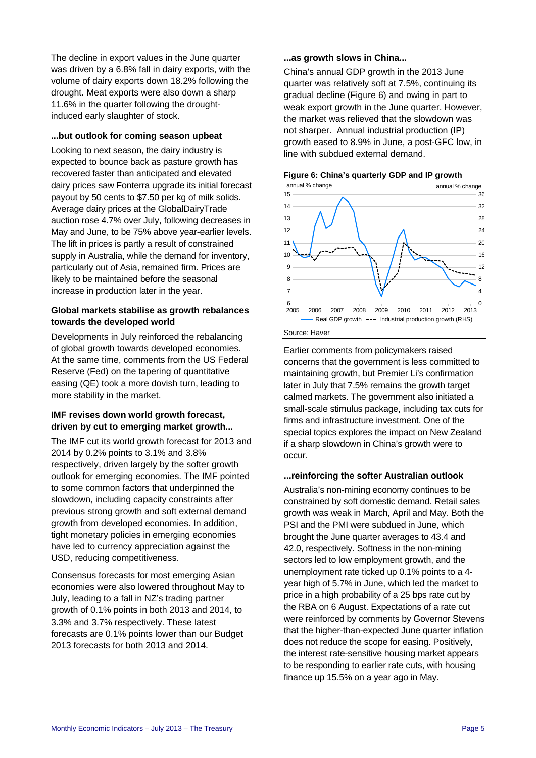The decline in export values in the June quarter was driven by a 6.8% fall in dairy exports, with the volume of dairy exports down 18.2% following the drought. Meat exports were also down a sharp 11.6% in the quarter following the drought-induced early slaughter of stock.

### ...but outlook for coming season upbeat

Looking to next season, the dairy industry is expected to bounce back as pasture growth has recovered faster than anticipated and elevated dairy prices saw Fonterra upgrade its initial forecast payout by 50 cents to $7.50 per kg of milk solids. Average dairy prices at the GlobalDairyTrade auction rose 4.7% over July, following decreases in May and June, to be 75% above year-earlier levels. The lift in prices is partly a result of constrained supply in Australia, while the demand for inventory, particularly out of Asia, remained firm. Prices are likely to be maintained before the seasonal increase in production later in the year.

### Global markets stabilise as growth rebalances towards the developed world

Developments in July reinforced the rebalancing of global growth towards developed economies. At the same time, comments from the US Federal Reserve (Fed) on the tapering of quantitative easing (QE) took a more dovish turn, leading to more stability in the market.

### IMF revises down world growth forecast, driven by cut to emerging market growth...

The IMF cut its world growth forecast for 2013 and 2014 by 0.2% points to 3.1% and 3.8% respectively, driven largely by the softer growth outlook for emerging economies. The IMF pointed to some common factors that underpinned the slowdown, including capacity constraints after previous strong growth and soft external demand growth from developed economies. In addition, tight monetary policies in emerging economies have led to currency appreciation against the USD, reducing competitiveness.

Consensus forecasts for most emerging Asian economies were also lowered throughout May to July, leading to a fall in NZ's trading partner growth of 0.1% points in both 2013 and 2014, to 3.3% and 3.7% respectively. These latest forecasts are 0.1% points lower than our Budget 2013 forecasts for both 2013 and 2014.

### ...as growth slows in China...

China's annual GDP growth in the 2013 June quarter was relatively soft at 7.5%, continuing its gradual decline (Figure 6) and owing in part to weak export growth in the June quarter. However, the market was relieved that the slowdown was not sharper. Annual industrial production (IP) growth eased to 8.9% in June, a post-GFC low, in line with subdued external demand.

**Figure 6: China's quarterly GDP and IP growth**

Source: Haver

Earlier comments from policymakers raised concerns that the government is less committed to maintaining growth, but Premier Li's confirmation later in July that 7.5% remains the growth target calmed markets. The government also initiated a small-scale stimulus package, including tax cuts for firms and infrastructure investment. One of the special topics explores the impact on New Zealand if a sharp slowdown in China's growth were to occur.

### ...reinforcing the softer Australian outlook

Australia's non-mining economy continues to be constrained by soft domestic demand. Retail sales growth was weak in March, April and May. Both the PSI and the PMI were subdued in June, which brought the June quarter averages to 43.4 and 42.0, respectively. Softness in the non-mining sectors led to low employment growth, and the unemployment rate ticked up 0.1% points to a 4-year high of 5.7% in June, which led the market to price in a high probability of a 25 bps rate cut by the RBA on 6 August. Expectations of a rate cut were reinforced by comments by Governor Stevens that the higher-than-expected June quarter inflation does not reduce the scope for easing. Positively, the interest rate-sensitive housing market appears to be responding to earlier rate cuts, with housing finance up 15.5% on a year ago in May.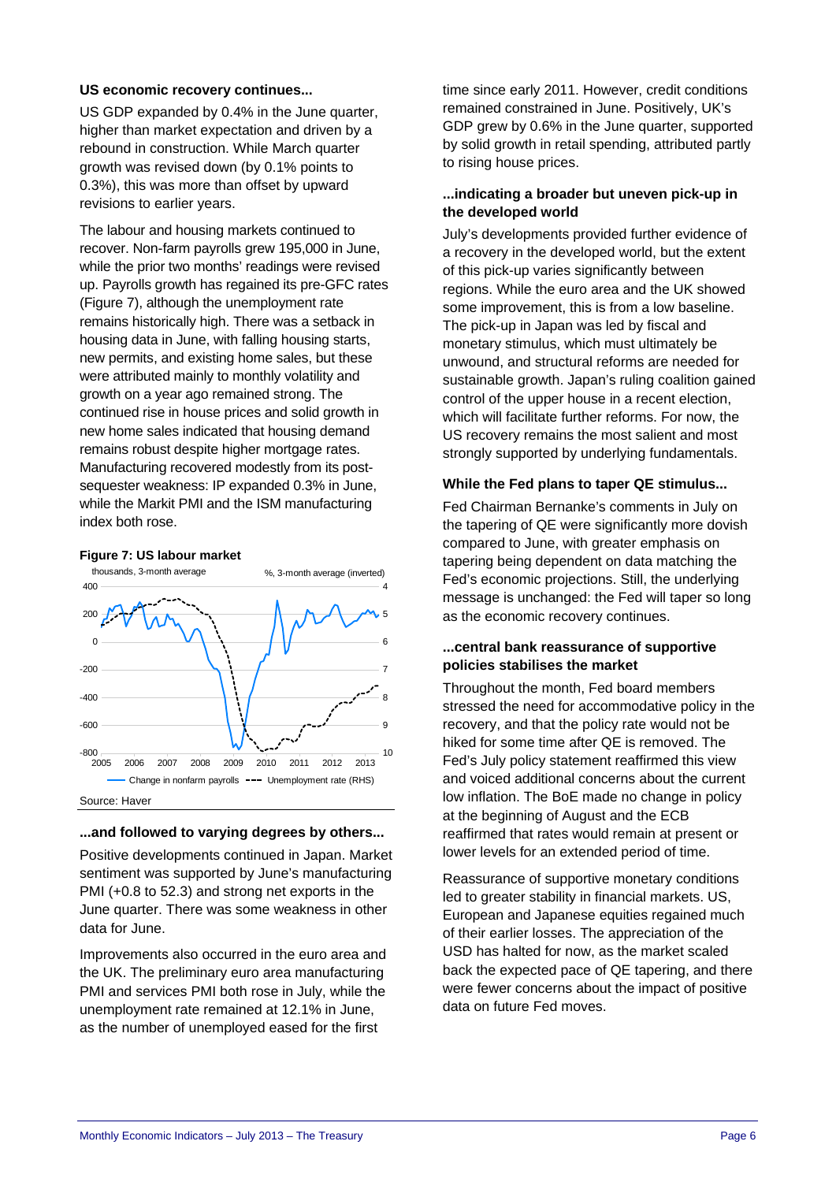### US economic recovery continues...

US GDP expanded by 0.4% in the June quarter, higher than market expectation and driven by a rebound in construction. While March quarter growth was revised down (by 0.1% points to 0.3%), this was more than offset by upward revisions to earlier years.

The labour and housing markets continued to recover. Non-farm payrolls grew 195,000 in June, while the prior two months' readings were revised up. Payrolls growth has regained its pre-GFC rates (Figure 7), although the unemployment rate remains historically high. There was a setback in housing data in June, with falling housing starts, new permits, and existing home sales, but these were attributed mainly to monthly volatility and growth on a year ago remained strong. The continued rise in house prices and solid growth in new home sales indicated that housing demand remains robust despite higher mortgage rates. Manufacturing recovered modestly from its post-sequester weakness: IP expanded 0.3% in June, while the Markit PMI and the ISM manufacturing index both rose.

**Figure 7: US labour market**

Source: Haver

### ...and followed to varying degrees by others...

Positive developments continued in Japan. Market sentiment was supported by June's manufacturing PMI (+0.8 to 52.3) and strong net exports in the June quarter. There was some weakness in other data for June.

Improvements also occurred in the euro area and the UK. The preliminary euro area manufacturing PMI and services PMI both rose in July, while the unemployment rate remained at 12.1% in June, as the number of unemployed eased for the first time since early 2011. However, credit conditions remained constrained in June. Positively, UK's GDP grew by 0.6% in the June quarter, supported by solid growth in retail spending, attributed partly to rising house prices.

### ...indicating a broader but uneven pick-up in the developed world

July's developments provided further evidence of a recovery in the developed world, but the extent of this pick-up varies significantly between regions. While the euro area and the UK showed some improvement, this is from a low baseline. The pick-up in Japan was led by fiscal and monetary stimulus, which must ultimately be unwound, and structural reforms are needed for sustainable growth. Japan's ruling coalition gained control of the upper house in a recent election, which will facilitate further reforms. For now, the US recovery remains the most salient and most strongly supported by underlying fundamentals.

### While the Fed plans to taper QE stimulus...

Fed Chairman Bernanke's comments in July on the tapering of QE were significantly more dovish compared to June, with greater emphasis on tapering being dependent on data matching the Fed's economic projections. Still, the underlying message is unchanged: the Fed will taper so long as the economic recovery continues.

### ...central bank reassurance of supportive policies stabilises the market

Throughout the month, Fed board members stressed the need for accommodative policy in the recovery, and that the policy rate would not be hiked for some time after QE is removed. The Fed's July policy statement reaffirmed this view and voiced additional concerns about the current low inflation. The BoE made no change in policy at the beginning of August and the ECB reaffirmed that rates would remain at present or lower levels for an extended period of time.

Reassurance of supportive monetary conditions led to greater stability in financial markets. US, European and Japanese equities regained much of their earlier losses. The appreciation of the USD has halted for now, as the market scaled back the expected pace of QE tapering, and there were fewer concerns about the impact of positive data on future Fed moves.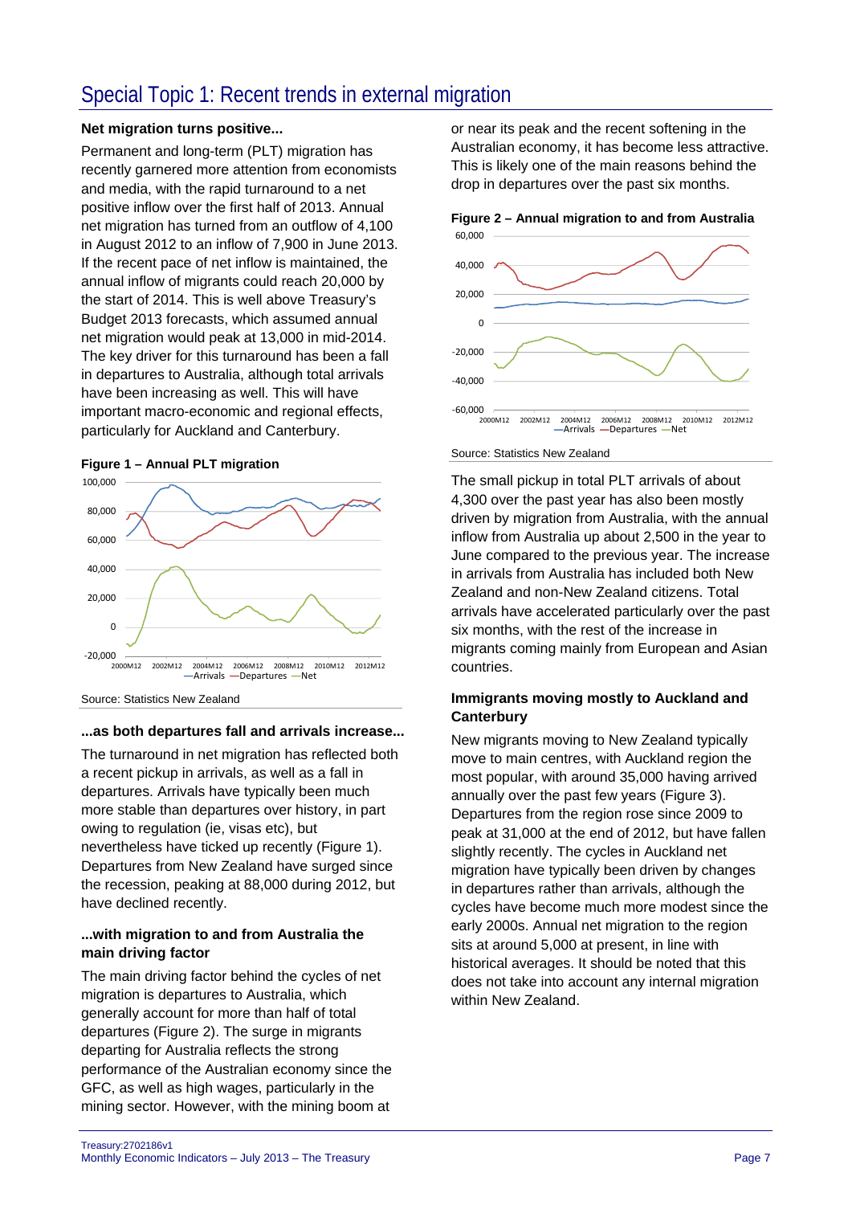# Special Topic 1: Recent trends in external migration

**Net migration turns positive...**

Permanent and long-term (PLT) migration has recently garnered more attention from economists and media, with the rapid turnaround to a net positive inflow over the first half of 2013. Annual net migration has turned from an outflow of 4,100 in August 2012 to an inflow of 7,900 in June 2013. If the recent pace of net inflow is maintained, the annual inflow of migrants could reach 20,000 by the start of 2014. This is well above Treasury's Budget 2013 forecasts, which assumed annual net migration would peak at 13,000 in mid-2014. The key driver for this turnaround has been a fall in departures to Australia, although total arrivals have been increasing as well. This will have important macro-economic and regional effects, particularly for Auckland and Canterbury.

**Figure 1 – Annual PLT migration**

Source: Statistics New Zealand

**...as both departures fall and arrivals increase...**

The turnaround in net migration has reflected both a recent pickup in arrivals, as well as a fall in departures. Arrivals have typically been much more stable than departures over history, in part owing to regulation (ie, visas etc), but nevertheless have ticked up recently (Figure 1). Departures from New Zealand have surged since the recession, peaking at 88,000 during 2012, but have declined recently.

**...with migration to and from Australia the main driving factor**

The main driving factor behind the cycles of net migration is departures to Australia, which generally account for more than half of total departures (Figure 2). The surge in migrants departing for Australia reflects the strong performance of the Australian economy since the GFC, as well as high wages, particularly in the mining sector. However, with the mining boom at or near its peak and the recent softening in the Australian economy, it has become less attractive. This is likely one of the main reasons behind the drop in departures over the past six months.

**Figure 2 – Annual migration to and from Australia**

Source: Statistics New Zealand

The small pickup in total PLT arrivals of about 4,300 over the past year has also been mostly driven by migration from Australia, with the annual inflow from Australia up about 2,500 in the year to June compared to the previous year. The increase in arrivals from Australia has included both New Zealand and non-New Zealand citizens. Total arrivals have accelerated particularly over the past six months, with the rest of the increase in migrants coming mainly from European and Asian countries.

**Immigrants moving mostly to Auckland and Canterbury**

New migrants moving to New Zealand typically move to main centres, with Auckland region the most popular, with around 35,000 having arrived annually over the past few years (Figure 3). Departures from the region rose since 2009 to peak at 31,000 at the end of 2012, but have fallen slightly recently. The cycles in Auckland net migration have typically been driven by changes in departures rather than arrivals, although the cycles have become much more modest since the early 2000s. Annual net migration to the region sits at around 5,000 at present, in line with historical averages. It should be noted that this does not take into account any internal migration within New Zealand.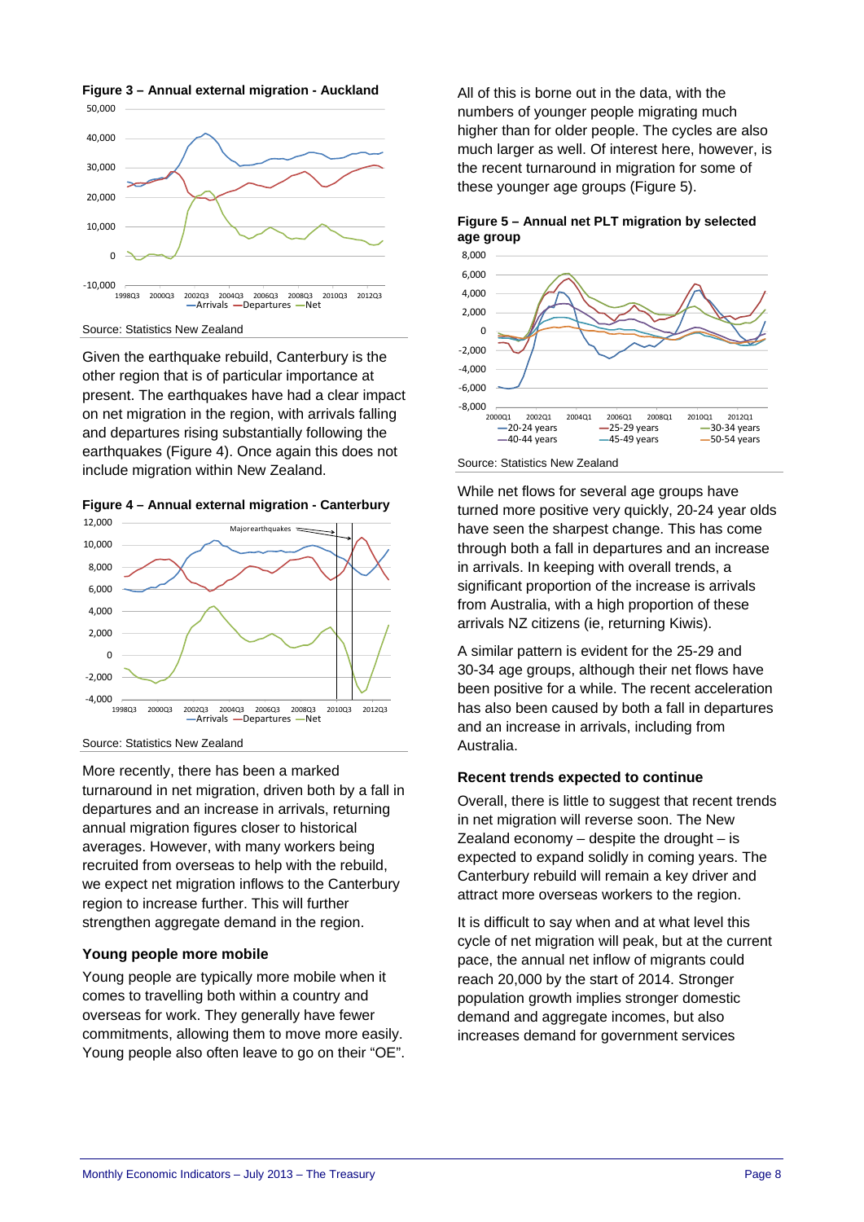**Figure 3 – Annual external migration - Auckland**

Source: Statistics New Zealand

Given the earthquake rebuild, Canterbury is the other region that is of particular importance at present. The earthquakes have had a clear impact on net migration in the region, with arrivals falling and departures rising substantially following the earthquakes (Figure 4). Once again this does not include migration within New Zealand.

**Figure 4 – Annual external migration - Canterbury**

Source: Statistics New Zealand

More recently, there has been a marked turnaround in net migration, driven both by a fall in departures and an increase in arrivals, returning annual migration figures closer to historical averages. However, with many workers being recruited from overseas to help with the rebuild, we expect net migration inflows to the Canterbury region to increase further. This will further strengthen aggregate demand in the region.

### Young people more mobile

Young people are typically more mobile when it comes to travelling both within a country and overseas for work. They generally have fewer commitments, allowing them to move more easily. Young people also often leave to go on their "OE".

All of this is borne out in the data, with the numbers of younger people migrating much higher than for older people. The cycles are also much larger as well. Of interest here, however, is the recent turnaround in migration for some of these younger age groups (Figure 5).

**Figure 5 – Annual net PLT migration by selected age group**

Source: Statistics New Zealand

While net flows for several age groups have turned more positive very quickly, 20-24 year olds have seen the sharpest change. This has come through both a fall in departures and an increase in arrivals. In keeping with overall trends, a significant proportion of the increase is arrivals from Australia, with a high proportion of these arrivals NZ citizens (ie, returning Kiwis).

A similar pattern is evident for the 25-29 and 30-34 age groups, although their net flows have been positive for a while. The recent acceleration has also been caused by both a fall in departures and an increase in arrivals, including from Australia.

### Recent trends expected to continue

Overall, there is little to suggest that recent trends in net migration will reverse soon. The New Zealand economy – despite the drought – is expected to expand solidly in coming years. The Canterbury rebuild will remain a key driver and attract more overseas workers to the region.

It is difficult to say when and at what level this cycle of net migration will peak, but at the current pace, the annual net inflow of migrants could reach 20,000 by the start of 2014. Stronger population growth implies stronger domestic demand and aggregate incomes, but also increases demand for government services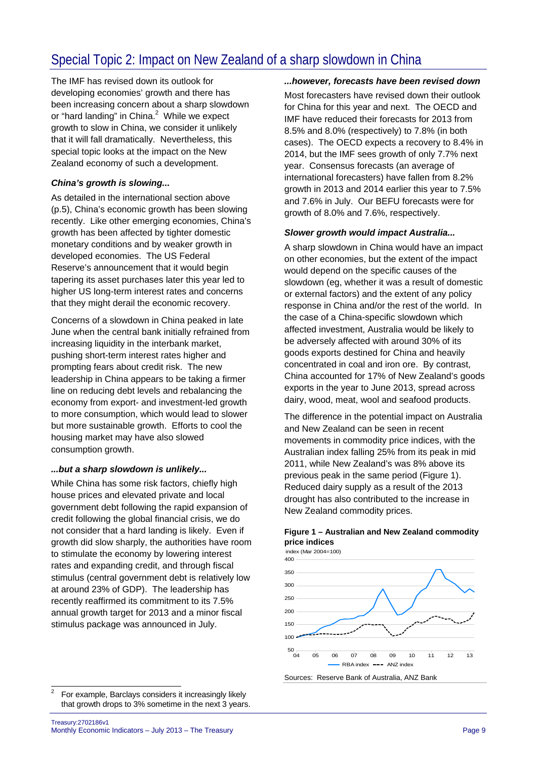# Special Topic 2: Impact on New Zealand of a sharp slowdown in China

The IMF has revised down its outlook for developing economies' growth and there has been increasing concern about a sharp slowdown or "hard landing" in China.[2] While we expect growth to slow in China, we consider it unlikely that it will fall dramatically. Nevertheless, this special topic looks at the impact on the New Zealand economy of such a development.

### *China's growth is slowing...*

As detailed in the international section above (p.5), China's economic growth has been slowing recently. Like other emerging economies, China's growth has been affected by tighter domestic monetary conditions and by weaker growth in developed economies. The US Federal Reserve's announcement that it would begin tapering its asset purchases later this year led to higher US long-term interest rates and concerns that they might derail the economic recovery.

Concerns of a slowdown in China peaked in late June when the central bank initially refrained from increasing liquidity in the interbank market, pushing short-term interest rates higher and prompting fears about credit risk. The new leadership in China appears to be taking a firmer line on reducing debt levels and rebalancing the economy from export- and investment-led growth to more consumption, which would lead to slower but more sustainable growth. Efforts to cool the housing market may have also slowed consumption growth.

### *...but a sharp slowdown is unlikely...*

While China has some risk factors, chiefly high house prices and elevated private and local government debt following the rapid expansion of credit following the global financial crisis, we do not consider that a hard landing is likely. Even if growth did slow sharply, the authorities have room to stimulate the economy by lowering interest rates and expanding credit, and through fiscal stimulus (central government debt is relatively low at around 23% of GDP). The leadership has recently reaffirmed its commitment to its 7.5% annual growth target for 2013 and a minor fiscal stimulus package was announced in July.

### *...however, forecasts have been revised down*

Most forecasters have revised down their outlook for China for this year and next. The OECD and IMF have reduced their forecasts for 2013 from 8.5% and 8.0% (respectively) to 7.8% (in both cases). The OECD expects a recovery to 8.4% in 2014, but the IMF sees growth of only 7.7% next year. Consensus forecasts (an average of international forecasters) have fallen from 8.2% growth in 2013 and 2014 earlier this year to 7.5% and 7.6% in July. Our BEFU forecasts were for growth of 8.0% and 7.6%, respectively.

### *Slower growth would impact Australia...*

A sharp slowdown in China would have an impact on other economies, but the extent of the impact would depend on the specific causes of the slowdown (eg, whether it was a result of domestic or external factors) and the extent of any policy response in China and/or the rest of the world. In the case of a China-specific slowdown which affected investment, Australia would be likely to be adversely affected with around 30% of its goods exports destined for China and heavily concentrated in coal and iron ore. By contrast, China accounted for 17% of New Zealand's goods exports in the year to June 2013, spread across dairy, wood, meat, wool and seafood products.

The difference in the potential impact on Australia and New Zealand can be seen in recent movements in commodity price indices, with the Australian index falling 25% from its peak in mid 2011, while New Zealand's was 8% above its previous peak in the same period (Figure 1). Reduced dairy supply as a result of the 2013 drought has also contributed to the increase in New Zealand commodity prices.

**Figure 1 – Australian and New Zealand commodity price indices**

Sources: Reserve Bank of Australia, ANZ Bank

[2] For example, Barclays considers it increasingly likely that growth drops to 3% sometime in the next 3 years.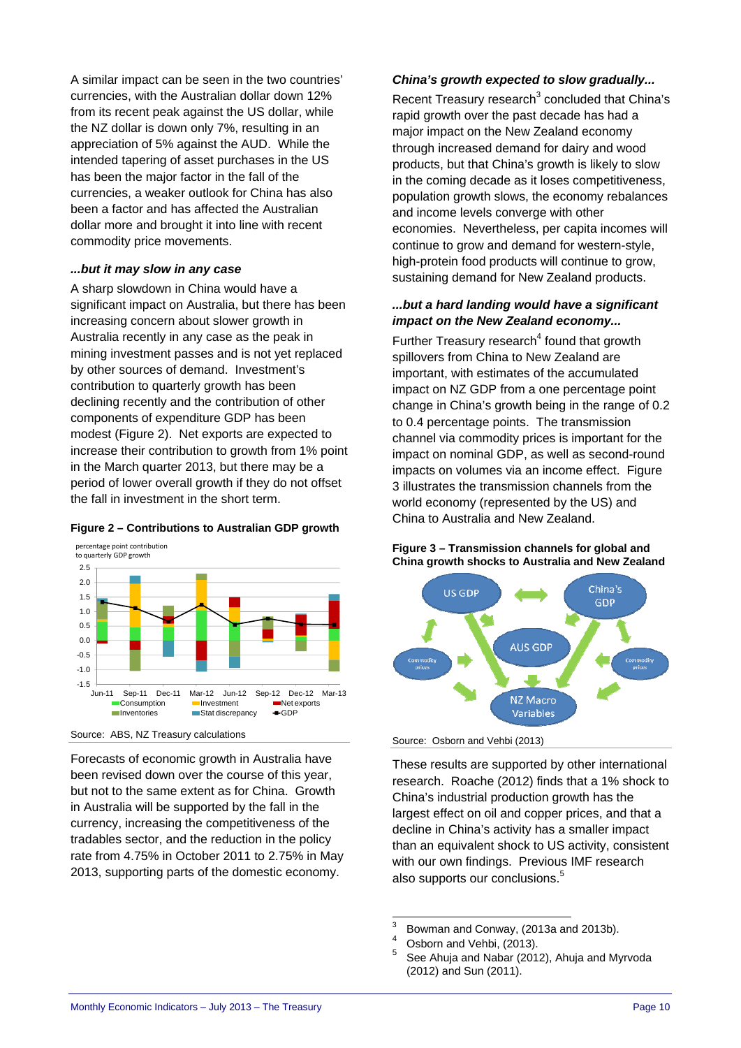A similar impact can be seen in the two countries' currencies, with the Australian dollar down 12% from its recent peak against the US dollar, while the NZ dollar is down only 7%, resulting in an appreciation of 5% against the AUD. While the intended tapering of asset purchases in the US has been the major factor in the fall of the currencies, a weaker outlook for China has also been a factor and has affected the Australian dollar more and brought it into line with recent commodity price movements.

### *...but it may slow in any case*

A sharp slowdown in China would have a significant impact on Australia, but there has been increasing concern about slower growth in Australia recently in any case as the peak in mining investment passes and is not yet replaced by other sources of demand. Investment's contribution to quarterly growth has been declining recently and the contribution of other components of expenditure GDP has been modest (Figure 2). Net exports are expected to increase their contribution to growth from 1% point in the March quarter 2013, but there may be a period of lower overall growth if they do not offset the fall in investment in the short term.

**Figure 2 – Contributions to Australian GDP growth**

Source: ABS, NZ Treasury calculations

Forecasts of economic growth in Australia have been revised down over the course of this year, but not to the same extent as for China. Growth in Australia will be supported by the fall in the currency, increasing the competitiveness of the tradables sector, and the reduction in the policy rate from 4.75% in October 2011 to 2.75% in May 2013, supporting parts of the domestic economy.

### *China's growth expected to slow gradually...*

Recent Treasury research[3] concluded that China's rapid growth over the past decade has had a major impact on the New Zealand economy through increased demand for dairy and wood products, but that China's growth is likely to slow in the coming decade as it loses competitiveness, population growth slows, the economy rebalances and income levels converge with other economies. Nevertheless, per capita incomes will continue to grow and demand for western-style, high-protein food products will continue to grow, sustaining demand for New Zealand products.

### *...but a hard landing would have a significant impact on the New Zealand economy...*

Further Treasury research[4] found that growth spillovers from China to New Zealand are important, with estimates of the accumulated impact on NZ GDP from a one percentage point change in China's growth being in the range of 0.2 to 0.4 percentage points. The transmission channel via commodity prices is important for the impact on nominal GDP, as well as second-round impacts on volumes via an income effect. Figure 3 illustrates the transmission channels from the world economy (represented by the US) and China to Australia and New Zealand.

**Figure 3 – Transmission channels for global and China growth shocks to Australia and New Zealand**

Source: Osborn and Vehbi (2013)

These results are supported by other international research. Roache (2012) finds that a 1% shock to China's industrial production growth has the largest effect on oil and copper prices, and that a decline in China's activity has a smaller impact than an equivalent shock to US activity, consistent with our own findings. Previous IMF research also supports our conclusions.[5]

---

[3] Bowman and Conway, (2013a and 2013b).

[4] Osborn and Vehbi, (2013).

[5] See Ahuja and Nabar (2012), Ahuja and Myrvoda (2012) and Sun (2011).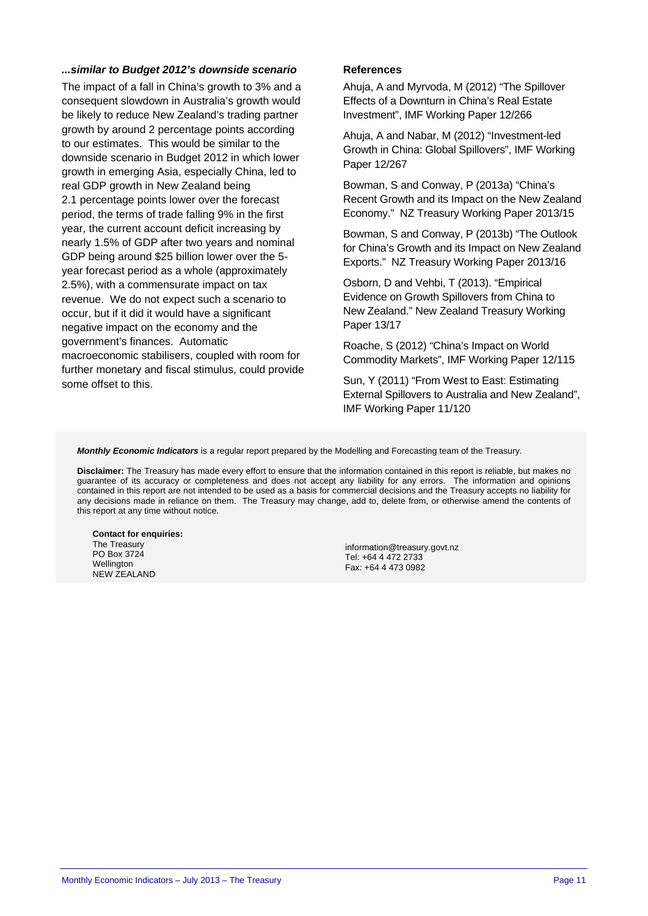### *...similar to Budget 2012's downside scenario*

The impact of a fall in China's growth to 3% and a consequent slowdown in Australia's growth would be likely to reduce New Zealand's trading partner growth by around 2 percentage points according to our estimates. This would be similar to the downside scenario in Budget 2012 in which lower growth in emerging Asia, especially China, led to real GDP growth in New Zealand being 2.1 percentage points lower over the forecast period, the terms of trade falling 9% in the first year, the current account deficit increasing by nearly 1.5% of GDP after two years and nominal GDP being around $25 billion lower over the 5-year forecast period as a whole (approximately 2.5%), with a commensurate impact on tax revenue. We do not expect such a scenario to occur, but if it did it would have a significant negative impact on the economy and the government's finances. Automatic macroeconomic stabilisers, coupled with room for further monetary and fiscal stimulus, could provide some offset to this.

### References

Ahuja, A and Myrvoda, M (2012) "The Spillover Effects of a Downturn in China's Real Estate Investment", IMF Working Paper 12/266

Ahuja, A and Nabar, M (2012) "Investment-led Growth in China: Global Spillovers", IMF Working Paper 12/267

Bowman, S and Conway, P (2013a) "China's Recent Growth and its Impact on the New Zealand Economy." NZ Treasury Working Paper 2013/15

Bowman, S and Conway, P (2013b) "The Outlook for China's Growth and its Impact on New Zealand Exports." NZ Treasury Working Paper 2013/16

Osborn, D and Vehbi, T (2013). "Empirical Evidence on Growth Spillovers from China to New Zealand." New Zealand Treasury Working Paper 13/17

Roache, S (2012) "China's Impact on World Commodity Markets", IMF Working Paper 12/115

Sun, Y (2011) "From West to East: Estimating External Spillovers to Australia and New Zealand", IMF Working Paper 11/120

***Monthly Economic Indicators*** is a regular report prepared by the Modelling and Forecasting team of the Treasury.

**Disclaimer:** The Treasury has made every effort to ensure that the information contained in this report is reliable, but makes no guarantee of its accuracy or completeness and does not accept any liability for any errors. The information and opinions contained in this report are not intended to be used as a basis for commercial decisions and the Treasury accepts no liability for any decisions made in reliance on them. The Treasury may change, add to, delete from, or otherwise amend the contents of this report at any time without notice.

**Contact for enquiries:**
The Treasury
PO Box 3724
Wellington
NEW ZEALAND

information@treasury.govt.nz
Tel: +64 4 472 2733
Fax: +64 4 473 0982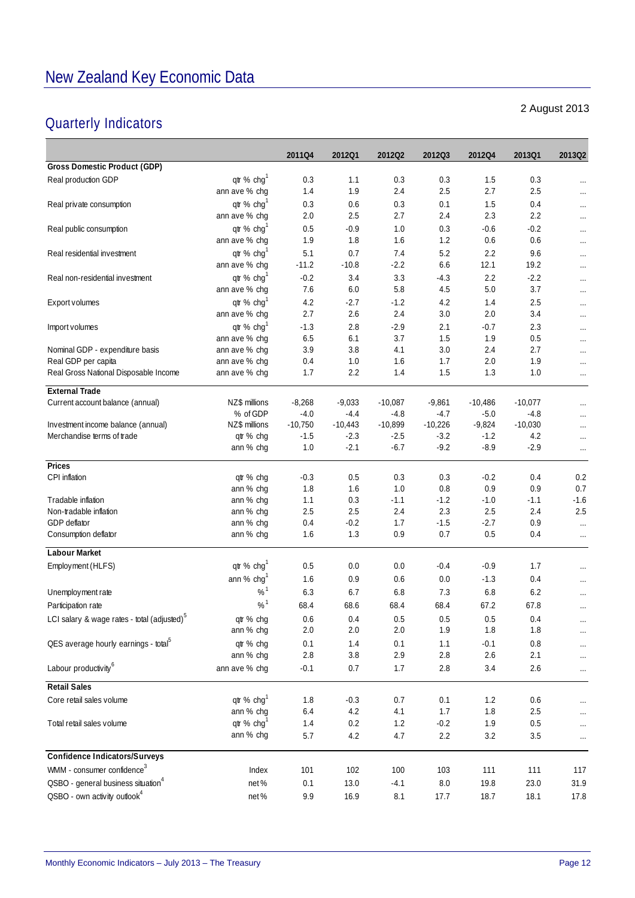# New Zealand Key Economic Data

2 August 2013

## Quarterly Indicators

| | | 2011Q4 | 2012Q1 | 2012Q2 | 2012Q3 | 2012Q4 | 2013Q1 | 2013Q2 |
|---|---|---|---|---|---|---|---|---|
| **Gross Domestic Product (GDP)** | | | | | | | | |
| Real production GDP | qtr % chg[1] | 0.3 | 1.1 | 0.3 | 0.3 | 1.5 | 0.3 | ... |
| | ann ave % chg | 1.4 | 1.9 | 2.4 | 2.5 | 2.7 | 2.5 | ... |
| Real private consumption | qtr % chg[1] | 0.3 | 0.6 | 0.3 | 0.1 | 1.5 | 0.4 | ... |
| | ann ave % chg | 2.0 | 2.5 | 2.7 | 2.4 | 2.3 | 2.2 | ... |
| Real public consumption | qtr % chg[1] | 0.5 | -0.9 | 1.0 | 0.3 | -0.6 | -0.2 | ... |
| | ann ave % chg | 1.9 | 1.8 | 1.6 | 1.2 | 0.6 | 0.6 | ... |
| Real residential investment | qtr % chg[1] | 5.1 | 0.7 | 7.4 | 5.2 | 2.2 | 9.6 | ... |
| | ann ave % chg | -11.2 | -10.8 | -2.2 | 6.6 | 12.1 | 19.2 | ... |
| Real non-residential investment | qtr % chg[1] | -0.2 | 3.4 | 3.3 | -4.3 | 2.2 | -2.2 | ... |
| | ann ave % chg | 7.6 | 6.0 | 5.8 | 4.5 | 5.0 | 3.7 | ... |
| Export volumes | qtr % chg[1] | 4.2 | -2.7 | -1.2 | 4.2 | 1.4 | 2.5 | ... |
| | ann ave % chg | 2.7 | 2.6 | 2.4 | 3.0 | 2.0 | 3.4 | ... |
| Import volumes | qtr % chg[1] | -1.3 | 2.8 | -2.9 | 2.1 | -0.7 | 2.3 | ... |
| | ann ave % chg | 6.5 | 6.1 | 3.7 | 1.5 | 1.9 | 0.5 | ... |
| Nominal GDP - expenditure basis | ann ave % chg | 3.9 | 3.8 | 4.1 | 3.0 | 2.4 | 2.7 | ... |
| Real GDP per capita | ann ave % chg | 0.4 | 1.0 | 1.6 | 1.7 | 2.0 | 1.9 | ... |
| Real Gross National Disposable Income | ann ave % chg | 1.7 | 2.2 | 1.4 | 1.5 | 1.3 | 1.0 | ... |
| **External Trade** | | | | | | | | |
| Current account balance (annual) | NZ$ millions | -8,268 | -9,033 | -10,087 | -9,861 | -10,486 | -10,077 | ... |
| | % of GDP | -4.0 | -4.4 | -4.8 | -4.7 | -5.0 | -4.8 | ... |
| Investment income balance (annual) | NZ$ millions | -10,750 | -10,443 | -10,899 | -10,226 | -9,824 | -10,030 | ... |
| Merchandise terms of trade | qtr % chg | -1.5 | -2.3 | -2.5 | -3.2 | -1.2 | 4.2 | ... |
| | ann % chg | 1.0 | -2.1 | -6.7 | -9.2 | -8.9 | -2.9 | ... |
| **Prices** | | | | | | | | |
| CPI inflation | qtr % chg | -0.3 | 0.5 | 0.3 | 0.3 | -0.2 | 0.4 | 0.2 |
| | ann % chg | 1.8 | 1.6 | 1.0 | 0.8 | 0.9 | 0.9 | 0.7 |
| Tradable inflation | ann % chg | 1.1 | 0.3 | -1.1 | -1.2 | -1.0 | -1.1 | -1.6 |
| Non-tradable inflation | ann % chg | 2.5 | 2.5 | 2.4 | 2.3 | 2.5 | 2.4 | 2.5 |
| GDP deflator | ann % chg | 0.4 | -0.2 | 1.7 | -1.5 | -2.7 | 0.9 | ... |
| Consumption deflator | ann % chg | 1.6 | 1.3 | 0.9 | 0.7 | 0.5 | 0.4 | ... |
| **Labour Market** | | | | | | | | |
| Employment (HLFS) | qtr % chg[1] | 0.5 | 0.0 | 0.0 | -0.4 | -0.9 | 1.7 | ... |
| | ann % chg[1] | 1.6 | 0.9 | 0.6 | 0.0 | -1.3 | 0.4 | ... |
| Unemployment rate | %[1] | 6.3 | 6.7 | 6.8 | 7.3 | 6.8 | 6.2 | ... |
| Participation rate | %[1] | 68.4 | 68.6 | 68.4 | 68.4 | 67.2 | 67.8 | ... |
| LCI salary & wage rates - total (adjusted)[5] | qtr % chg | 0.6 | 0.4 | 0.5 | 0.5 | 0.5 | 0.4 | ... |
| | ann % chg | 2.0 | 2.0 | 2.0 | 1.9 | 1.8 | 1.8 | ... |
| QES average hourly earnings - total[5] | qtr % chg | 0.1 | 1.4 | 0.1 | 1.1 | -0.1 | 0.8 | ... |
| | ann % chg | 2.8 | 3.8 | 2.9 | 2.8 | 2.6 | 2.1 | ... |
| Labour productivity[6] | ann ave % chg | -0.1 | 0.7 | 1.7 | 2.8 | 3.4 | 2.6 | ... |
| **Retail Sales** | | | | | | | | |
| Core retail sales volume | qtr % chg[1] | 1.8 | -0.3 | 0.7 | 0.1 | 1.2 | 0.6 | ... |
| | ann % chg | 6.4 | 4.2 | 4.1 | 1.7 | 1.8 | 2.5 | ... |
| Total retail sales volume | qtr % chg[1] | 1.4 | 0.2 | 1.2 | -0.2 | 1.9 | 0.5 | ... |
| | ann % chg | 5.7 | 4.2 | 4.7 | 2.2 | 3.2 | 3.5 | ... |
| **Confidence Indicators/Surveys** | | | | | | | | |
| WMM - consumer confidence[3] | Index | 101 | 102 | 100 | 103 | 111 | 111 | 117 |
| QSBO - general business situation[4] | net% | 0.1 | 13.0 | -4.1 | 8.0 | 19.8 | 23.0 | 31.9 |
| QSBO - own activity outlook[4] | net% | 9.9 | 16.9 | 8.1 | 17.7 | 18.7 | 18.1 | 17.8 |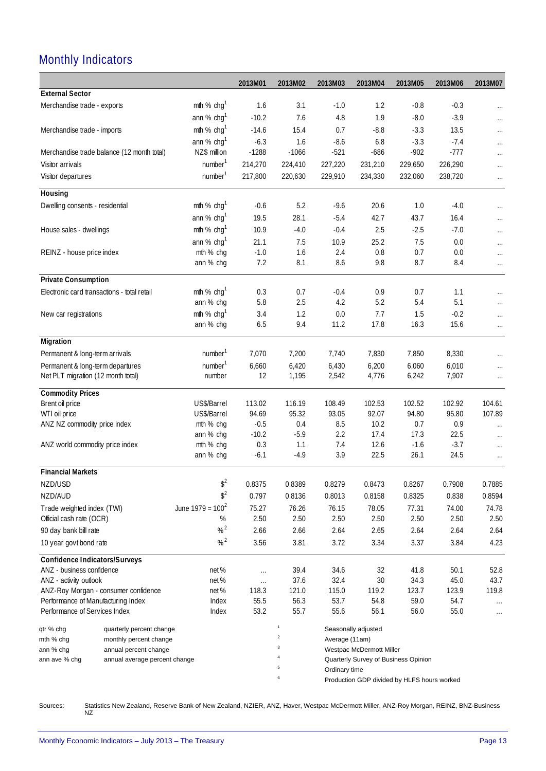# Monthly Indicators

| | | 2013M01 | 2013M02 | 2013M03 | 2013M04 | 2013M05 | 2013M06 | 2013M07 |
|---|---|---|---|---|---|---|---|---|
| **External Sector** | | | | | | | | |
| Merchandise trade - exports | mth % chg[1] | 1.6 | 3.1 | -1.0 | 1.2 | -0.8 | -0.3 | ... |
| | ann % chg[1] | -10.2 | 7.6 | 4.8 | 1.9 | -8.0 | -3.9 | ... |
| Merchandise trade - imports | mth % chg[1] | -14.6 | 15.4 | 0.7 | -8.8 | -3.3 | 13.5 | ... |
| | ann % chg[1] | -6.3 | 1.6 | -8.6 | 6.8 | -3.3 | -7.4 | ... |
| Merchandise trade balance (12 month total) | NZ$ million | -1288 | -1066 | -521 | -686 | -902 | -777 | ... |
| Visitor arrivals | number[1] | 214,270 | 224,410 | 227,220 | 231,210 | 229,650 | 226,290 | ... |
| Visitor departures | number[1] | 217,800 | 220,630 | 229,910 | 234,330 | 232,060 | 238,720 | ... |
| **Housing** | | | | | | | | |
| Dwelling consents - residential | mth % chg[1] | -0.6 | 5.2 | -9.6 | 20.6 | 1.0 | -4.0 | ... |
| | ann % chg[1] | 19.5 | 28.1 | -5.4 | 42.7 | 43.7 | 16.4 | ... |
| House sales - dwellings | mth % chg[1] | 10.9 | -4.0 | -0.4 | 2.5 | -2.5 | -7.0 | ... |
| | ann % chg[1] | 21.1 | 7.5 | 10.9 | 25.2 | 7.5 | 0.0 | ... |
| REINZ - house price index | mth % chg | -1.0 | 1.6 | 2.4 | 0.8 | 0.7 | 0.0 | ... |
| | ann % chg | 7.2 | 8.1 | 8.6 | 9.8 | 8.7 | 8.4 | ... |
| **Private Consumption** | | | | | | | | |
| Electronic card transactions - total retail | mth % chg[1] | 0.3 | 0.7 | -0.4 | 0.9 | 0.7 | 1.1 | ... |
| | ann % chg | 5.8 | 2.5 | 4.2 | 5.2 | 5.4 | 5.1 | ... |
| New car registrations | mth % chg[1] | 3.4 | 1.2 | 0.0 | 7.7 | 1.5 | -0.2 | ... |
| | ann % chg | 6.5 | 9.4 | 11.2 | 17.8 | 16.3 | 15.6 | ... |
| **Migration** | | | | | | | | |
| Permanent & long-term arrivals | number[1] | 7,070 | 7,200 | 7,740 | 7,830 | 7,850 | 8,330 | ... |
| Permanent & long-term departures | number[1] | 6,660 | 6,420 | 6,430 | 6,200 | 6,060 | 6,010 | ... |
| Net PLT migration (12 month total) | number | 12 | 1,195 | 2,542 | 4,776 | 6,242 | 7,907 | ... |
| **Commodity Prices** | | | | | | | | |
| Brent oil price | US$/Barrel | 113.02 | 116.19 | 108.49 | 102.53 | 102.52 | 102.92 | 104.61 |
| WTI oil price | US$/Barrel | 94.69 | 95.32 | 93.05 | 92.07 | 94.80 | 95.80 | 107.89 |
| ANZ NZ commodity price index | mth % chg | -0.5 | 0.4 | 8.5 | 10.2 | 0.7 | 0.9 | ... |
| | ann % chg | -10.2 | -5.9 | 2.2 | 17.4 | 17.3 | 22.5 | ... |
| ANZ world commodity price index | mth % chg | 0.3 | 1.1 | 7.4 | 12.6 | -1.6 | -3.7 | ... |
| | ann % chg | -6.1 | -4.9 | 3.9 | 22.5 | 26.1 | 24.5 | ... |
| **Financial Markets** | | | | | | | | |
| NZD/USD | $[2] | 0.8375 | 0.8389 | 0.8279 | 0.8473 | 0.8267 | 0.7908 | 0.7885 |
| NZD/AUD | $[2] | 0.797 | 0.8136 | 0.8013 | 0.8158 | 0.8325 | 0.838 | 0.8594 |
| Trade weighted index (TWI) | June 1979 = 100[2] | 75.27 | 76.26 | 76.15 | 78.05 | 77.31 | 74.00 | 74.78 |
| Official cash rate (OCR) | % | 2.50 | 2.50 | 2.50 | 2.50 | 2.50 | 2.50 | 2.50 |
| 90 day bank bill rate | %[2] | 2.66 | 2.66 | 2.64 | 2.65 | 2.64 | 2.64 | 2.64 |
| 10 year govt bond rate | %[2] | 3.56 | 3.81 | 3.72 | 3.34 | 3.37 | 3.84 | 4.23 |
| **Confidence Indicators/Surveys** | | | | | | | | |
| ANZ - business confidence | net% | ... | 39.4 | 34.6 | 32 | 41.8 | 50.1 | 52.8 |
| ANZ - activity outlook | net% | ... | 37.6 | 32.4 | 30 | 34.3 | 45.0 | 43.7 |
| ANZ-Roy Morgan - consumer confidence | net% | 118.3 | 121.0 | 115.0 | 119.2 | 123.7 | 123.9 | 119.8 |
| Performance of Manufacturing Index | Index | 55.5 | 56.3 | 53.7 | 54.8 | 59.0 | 54.7 | ... |
| Performance of Services Index | Index | 53.2 | 55.7 | 55.6 | 56.1 | 56.0 | 55.0 | ... |

qtr % chg — quarterly percent change
mth % chg — monthly percent change
ann % chg — annual percent change
ann ave % chg — annual average percent change

1 Seasonally adjusted
2 Average (11am)
3 Westpac McDermott Miller
4 Quarterly Survey of Business Opinion
5 Ordinary time
6 Production GDP divided by HLFS hours worked

Sources: Statistics New Zealand, Reserve Bank of New Zealand, NZIER, ANZ, Haver, Westpac McDermott Miller, ANZ-Roy Morgan, REINZ, BNZ-Business NZ